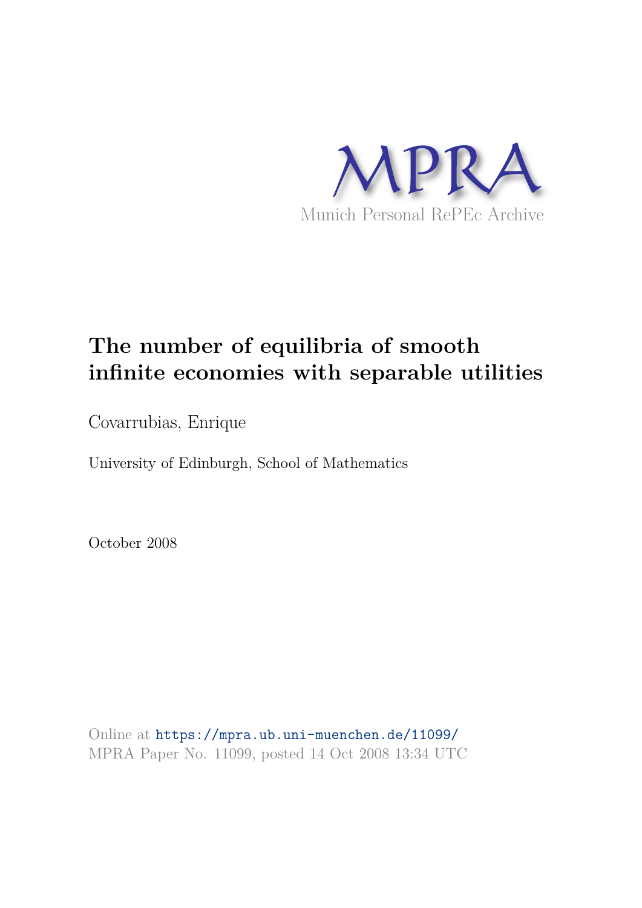MPRA

Munich Personal RePEc Archive

# The number of equilibria of smooth infinite economies with separable utilities

Covarrubias, Enrique

University of Edinburgh, School of Mathematics

October 2008

Online at https://mpra.ub.uni-muenchen.de/11099/
MPRA Paper No. 11099, posted 14 Oct 2008 13:34 UTC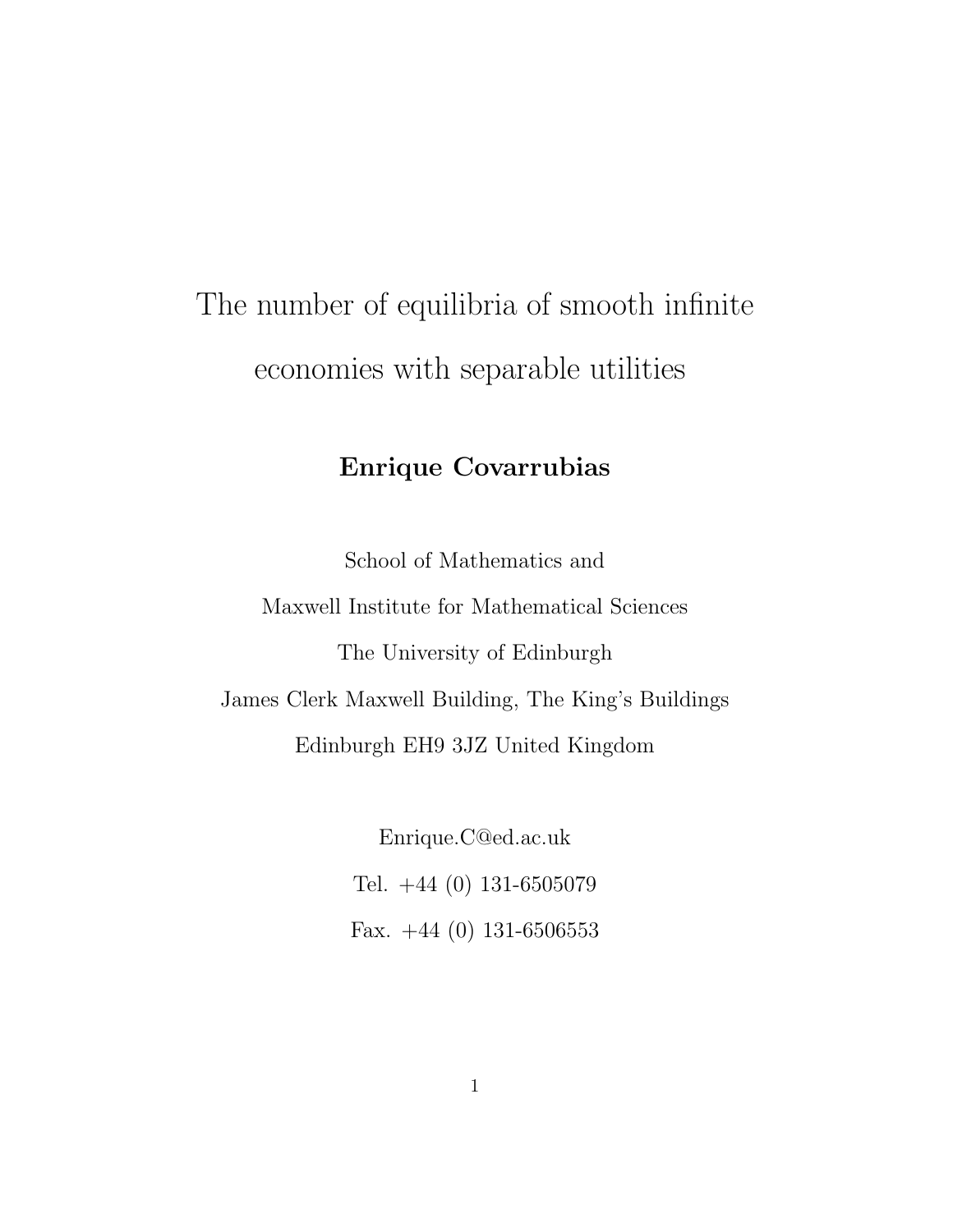# The number of equilibria of smooth infinite economies with separable utilities

**Enrique Covarrubias**

School of Mathematics and

Maxwell Institute for Mathematical Sciences

The University of Edinburgh

James Clerk Maxwell Building, The King's Buildings

Edinburgh EH9 3JZ United Kingdom

Enrique.C@ed.ac.uk

Tel. +44 (0) 131-6505079

Fax. +44 (0) 131-6506553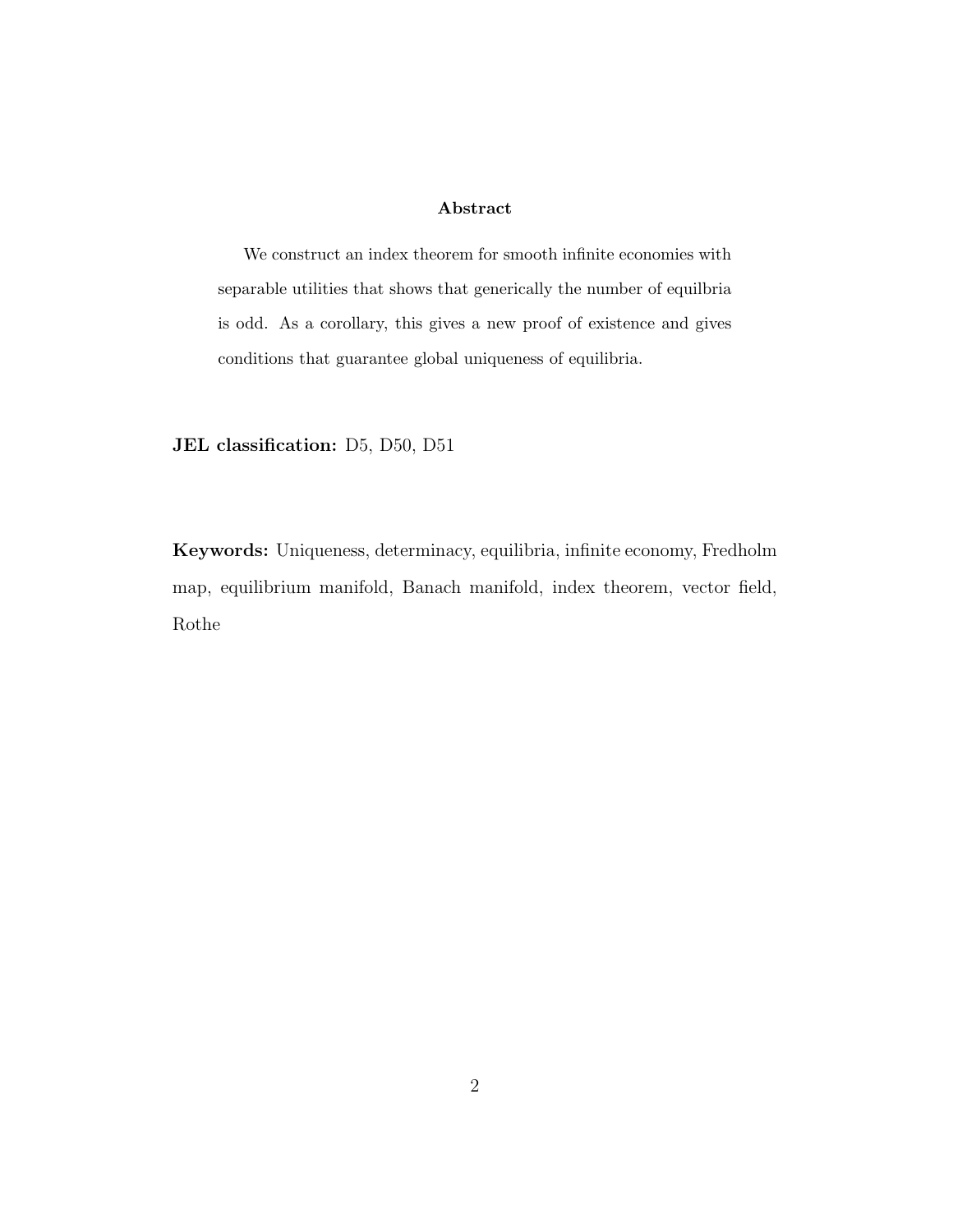## Abstract

We construct an index theorem for smooth infinite economies with separable utilities that shows that generically the number of equilbria is odd. As a corollary, this gives a new proof of existence and gives conditions that guarantee global uniqueness of equilibria.

**JEL classification:** D5, D50, D51

**Keywords:** Uniqueness, determinacy, equilibria, infinite economy, Fredholm map, equilibrium manifold, Banach manifold, index theorem, vector field, Rothe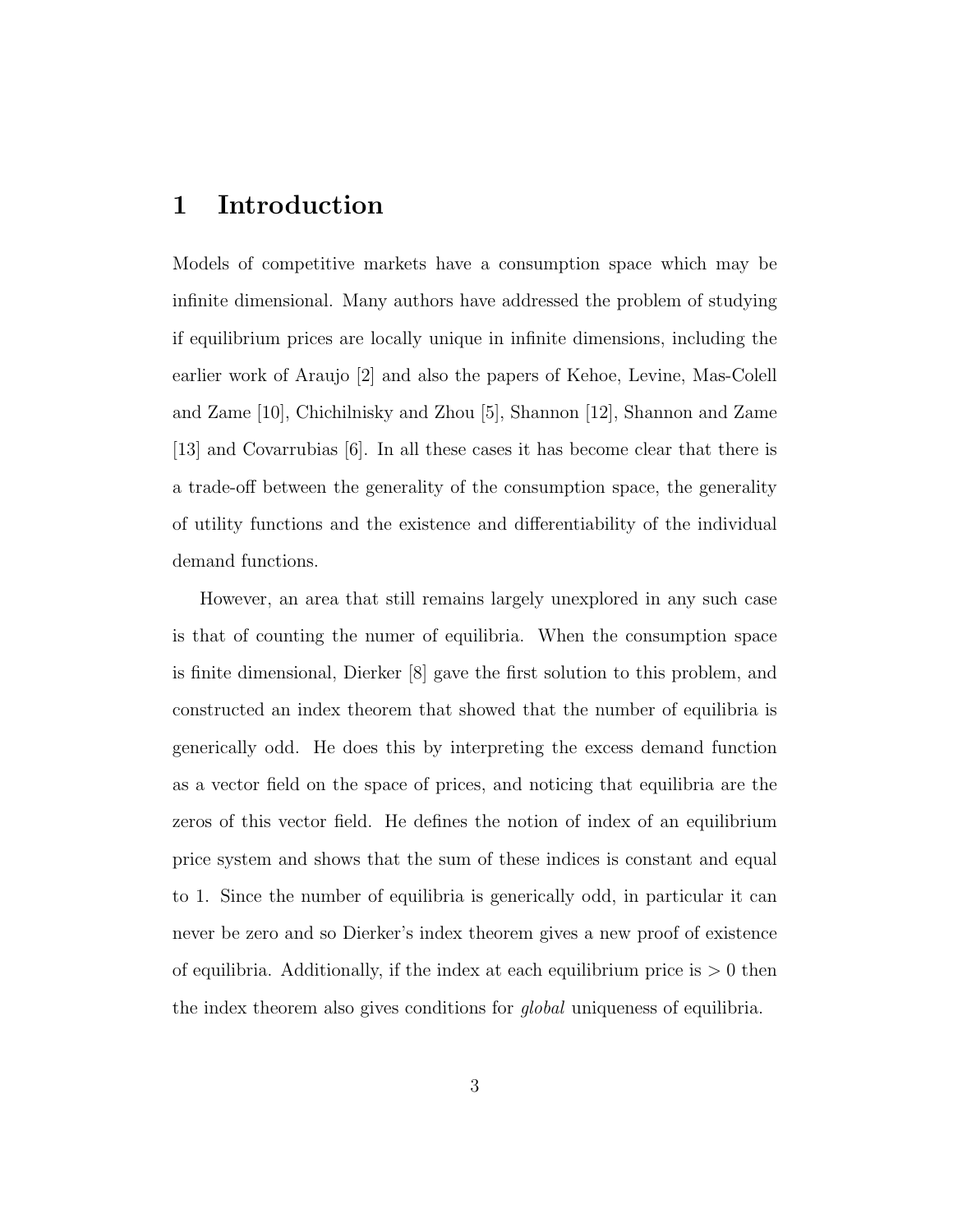# 1 Introduction

Models of competitive markets have a consumption space which may be infinite dimensional. Many authors have addressed the problem of studying if equilibrium prices are locally unique in infinite dimensions, including the earlier work of Araujo [2] and also the papers of Kehoe, Levine, Mas-Colell and Zame [10], Chichilnisky and Zhou [5], Shannon [12], Shannon and Zame [13] and Covarrubias [6]. In all these cases it has become clear that there is a trade-off between the generality of the consumption space, the generality of utility functions and the existence and differentiability of the individual demand functions.

However, an area that still remains largely unexplored in any such case is that of counting the numer of equilibria. When the consumption space is finite dimensional, Dierker [8] gave the first solution to this problem, and constructed an index theorem that showed that the number of equilibria is generically odd. He does this by interpreting the excess demand function as a vector field on the space of prices, and noticing that equilibria are the zeros of this vector field. He defines the notion of index of an equilibrium price system and shows that the sum of these indices is constant and equal to 1. Since the number of equilibria is generically odd, in particular it can never be zero and so Dierker's index theorem gives a new proof of existence of equilibria. Additionally, if the index at each equilibrium price is $> 0$ then the index theorem also gives conditions for *global* uniqueness of equilibria.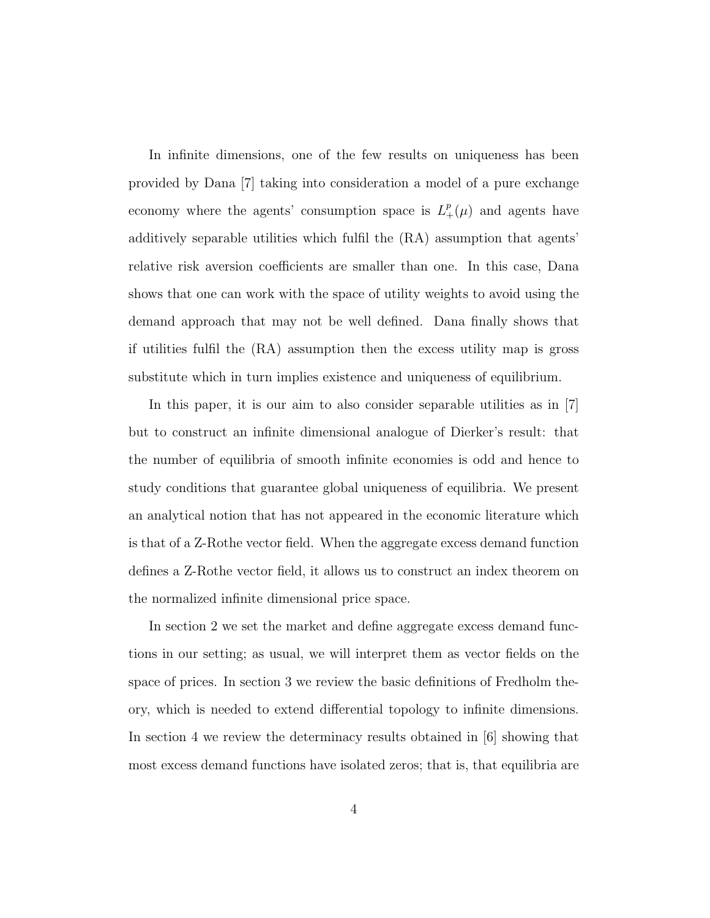In infinite dimensions, one of the few results on uniqueness has been provided by Dana [7] taking into consideration a model of a pure exchange economy where the agents' consumption space is $L^p_+(\mu)$ and agents have additively separable utilities which fulfil the (RA) assumption that agents' relative risk aversion coefficients are smaller than one. In this case, Dana shows that one can work with the space of utility weights to avoid using the demand approach that may not be well defined. Dana finally shows that if utilities fulfil the (RA) assumption then the excess utility map is gross substitute which in turn implies existence and uniqueness of equilibrium.

In this paper, it is our aim to also consider separable utilities as in [7] but to construct an infinite dimensional analogue of Dierker's result: that the number of equilibria of smooth infinite economies is odd and hence to study conditions that guarantee global uniqueness of equilibria. We present an analytical notion that has not appeared in the economic literature which is that of a Z-Rothe vector field. When the aggregate excess demand function defines a Z-Rothe vector field, it allows us to construct an index theorem on the normalized infinite dimensional price space.

In section 2 we set the market and define aggregate excess demand functions in our setting; as usual, we will interpret them as vector fields on the space of prices. In section 3 we review the basic definitions of Fredholm theory, which is needed to extend differential topology to infinite dimensions. In section 4 we review the determinacy results obtained in [6] showing that most excess demand functions have isolated zeros; that is, that equilibria are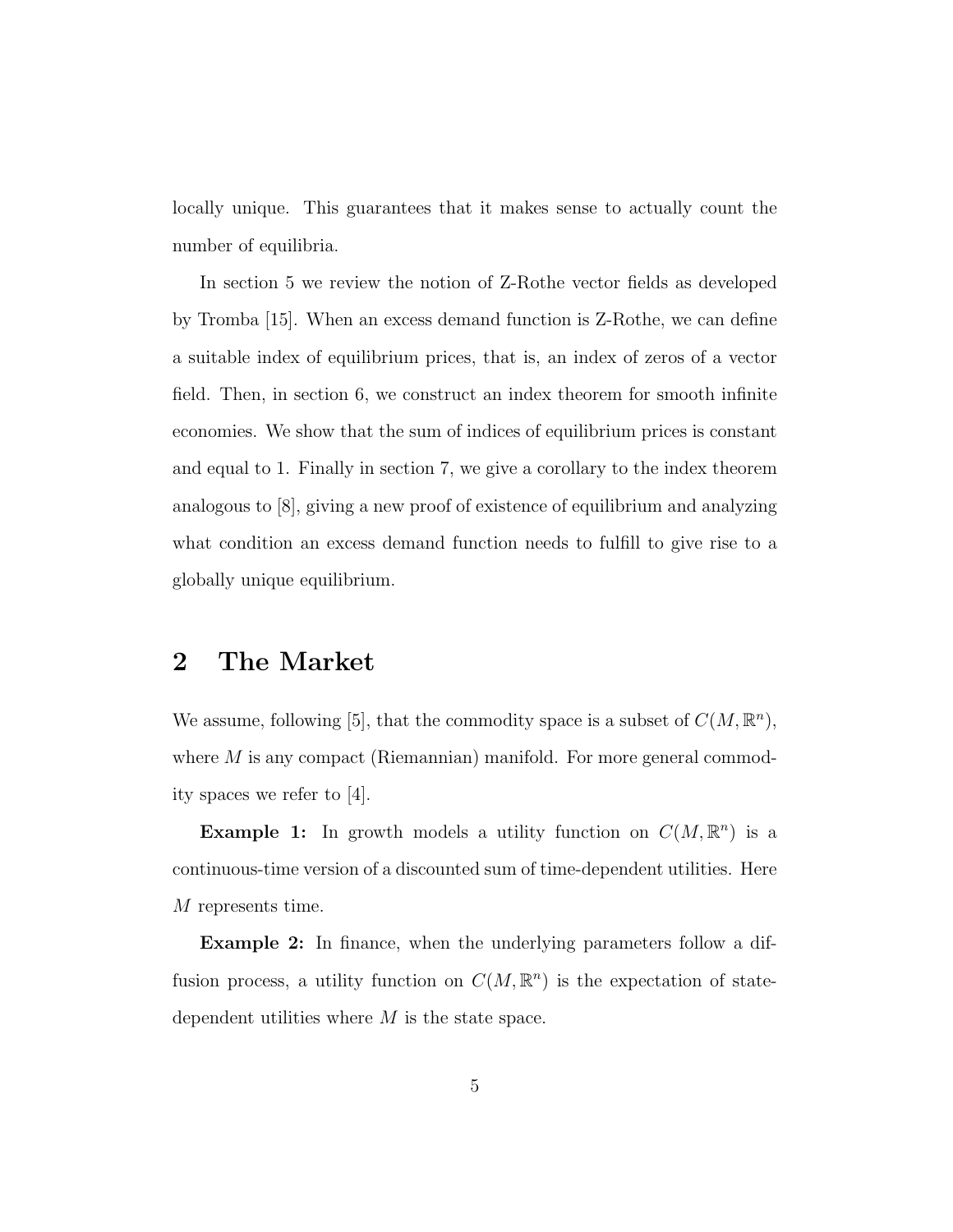locally unique. This guarantees that it makes sense to actually count the number of equilibria.

In section 5 we review the notion of Z-Rothe vector fields as developed by Tromba [15]. When an excess demand function is Z-Rothe, we can define a suitable index of equilibrium prices, that is, an index of zeros of a vector field. Then, in section 6, we construct an index theorem for smooth infinite economies. We show that the sum of indices of equilibrium prices is constant and equal to 1. Finally in section 7, we give a corollary to the index theorem analogous to [8], giving a new proof of existence of equilibrium and analyzing what condition an excess demand function needs to fulfill to give rise to a globally unique equilibrium.

## 2 The Market

We assume, following [5], that the commodity space is a subset of $C(M, \mathbb{R}^n)$, where $M$ is any compact (Riemannian) manifold. For more general commodity spaces we refer to [4].

**Example 1:** In growth models a utility function on $C(M, \mathbb{R}^n)$ is a continuous-time version of a discounted sum of time-dependent utilities. Here $M$ represents time.

**Example 2:** In finance, when the underlying parameters follow a diffusion process, a utility function on $C(M, \mathbb{R}^n)$ is the expectation of state-dependent utilities where $M$ is the state space.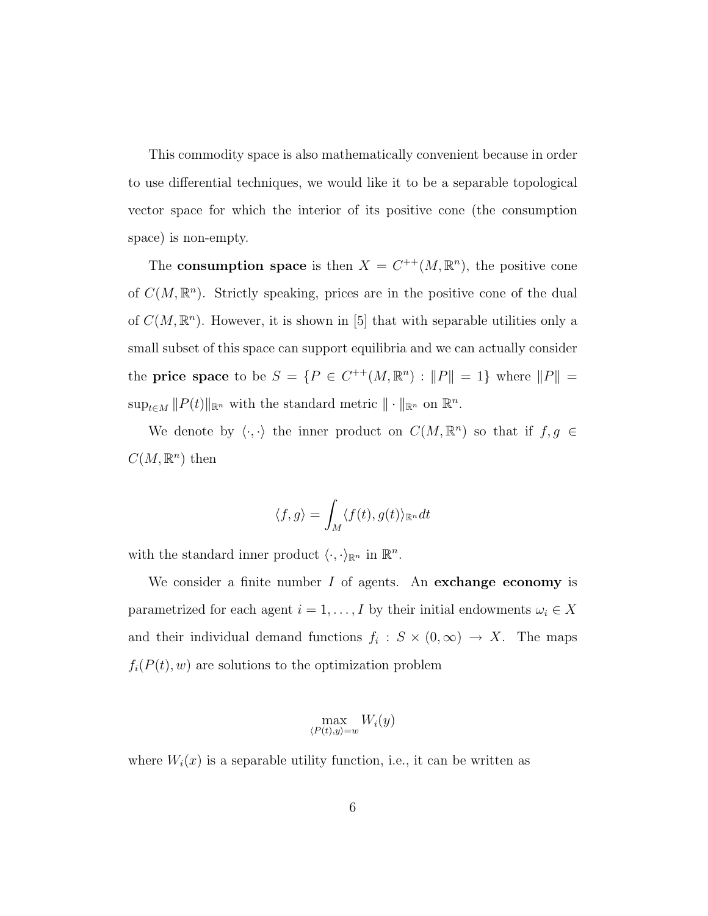This commodity space is also mathematically convenient because in order to use differential techniques, we would like it to be a separable topological vector space for which the interior of its positive cone (the consumption space) is non-empty.

The **consumption space** is then $X = C^{++}(M, \mathbb{R}^n)$, the positive cone of $C(M, \mathbb{R}^n)$. Strictly speaking, prices are in the positive cone of the dual of $C(M, \mathbb{R}^n)$. However, it is shown in [5] that with separable utilities only a small subset of this space can support equilibria and we can actually consider the **price space** to be $S = \{P \in C^{++}(M, \mathbb{R}^n) : \|P\| = 1\}$ where $\|P\| = \sup_{t \in M} \|P(t)\|_{\mathbb{R}^n}$ with the standard metric $\| \cdot \|_{\mathbb{R}^n}$ on $\mathbb{R}^n$.

We denote by $\langle \cdot, \cdot \rangle$ the inner product on $C(M, \mathbb{R}^n)$ so that if $f, g \in C(M, \mathbb{R}^n)$ then

$$\langle f, g \rangle = \int_M \langle f(t), g(t) \rangle_{\mathbb{R}^n} dt$$

with the standard inner product $\langle \cdot, \cdot \rangle_{\mathbb{R}^n}$ in $\mathbb{R}^n$.

We consider a finite number $I$ of agents. An **exchange economy** is parametrized for each agent $i = 1, \ldots, I$ by their initial endowments $\omega_i \in X$ and their individual demand functions $f_i : S \times (0, \infty) \to X$. The maps $f_i(P(t), w)$ are solutions to the optimization problem

$$\max_{\langle P(t), y \rangle = w} W_i(y)$$

where $W_i(x)$ is a separable utility function, i.e., it can be written as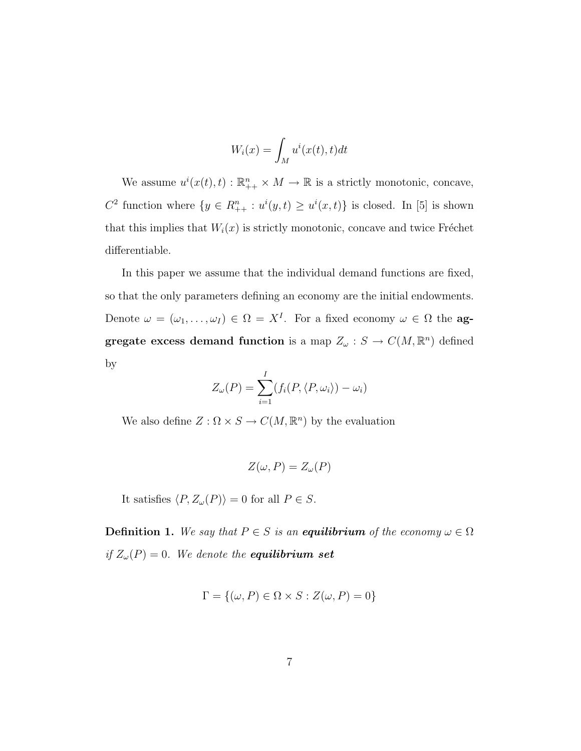$$W_i(x) = \int_M u^i(x(t), t)dt$$

We assume $u^i(x(t), t) : \mathbb{R}^n_{++} \times M \to \mathbb{R}$ is a strictly monotonic, concave, $C^2$ function where $\{y \in R^n_{++} : u^i(y, t) \geq u^i(x, t)\}$ is closed. In [5] is shown that this implies that $W_i(x)$ is strictly monotonic, concave and twice Fréchet differentiable.

In this paper we assume that the individual demand functions are fixed, so that the only parameters defining an economy are the initial endowments. Denote $\omega = (\omega_1, \ldots, \omega_I) \in \Omega = X^I$. For a fixed economy $\omega \in \Omega$ the **aggregate excess demand function** is a map $Z_\omega : S \to C(M, \mathbb{R}^n)$ defined by

$$Z_\omega(P) = \sum_{i=1}^{I}(f_i(P, \langle P, \omega_i \rangle) - \omega_i)$$

We also define $Z : \Omega \times S \to C(M, \mathbb{R}^n)$ by the evaluation

$$Z(\omega, P) = Z_\omega(P)$$

It satisfies $\langle P, Z_\omega(P) \rangle = 0$ for all $P \in S$.

**Definition 1.** *We say that $P \in S$ is an* ***equilibrium*** *of the economy $\omega \in \Omega$ if $Z_\omega(P) = 0$. We denote the* ***equilibrium set***

$$\Gamma = \{(\omega, P) \in \Omega \times S : Z(\omega, P) = 0\}$$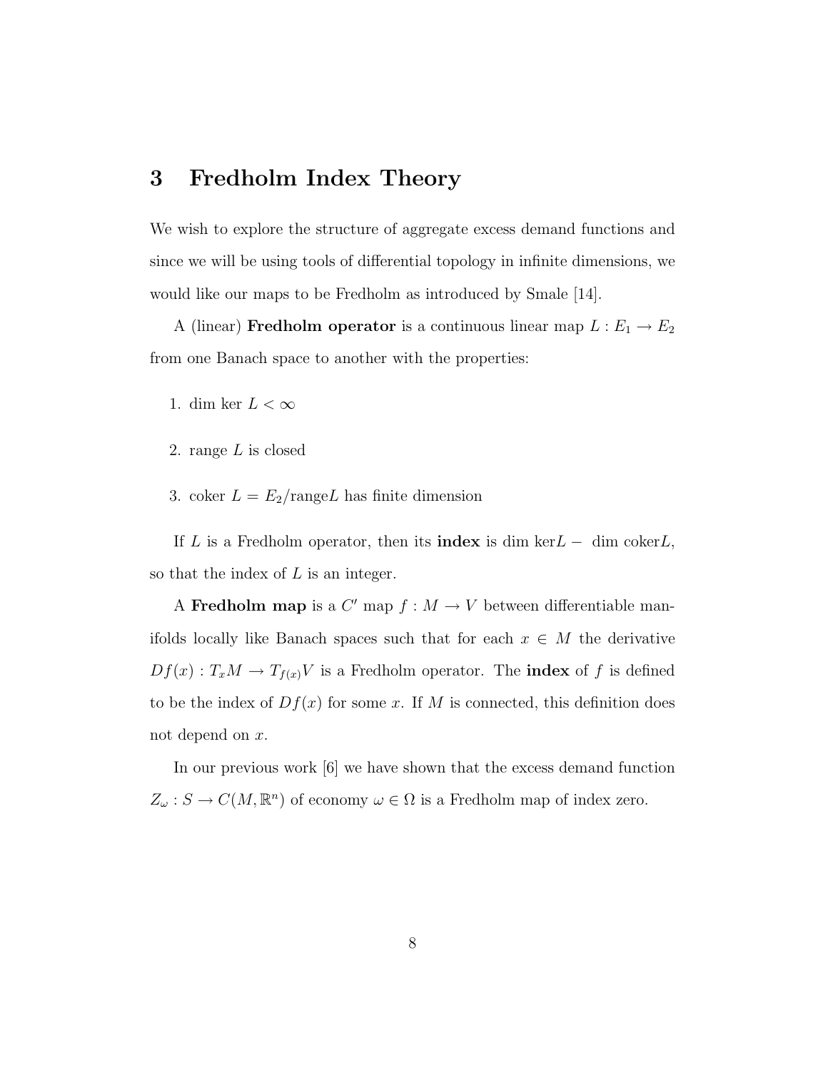## 3 Fredholm Index Theory

We wish to explore the structure of aggregate excess demand functions and since we will be using tools of differential topology in infinite dimensions, we would like our maps to be Fredholm as introduced by Smale [14].

A (linear) **Fredholm operator** is a continuous linear map $L : E_1 \to E_2$ from one Banach space to another with the properties:

1. dim ker $L < \infty$
2. range $L$ is closed
3. coker $L = E_2/\text{range}L$ has finite dimension

If $L$ is a Fredholm operator, then its **index** is dim ker$L -$ dim coker$L$, so that the index of $L$ is an integer.

A **Fredholm map** is a $C'$ map $f : M \to V$ between differentiable manifolds locally like Banach spaces such that for each $x \in M$ the derivative $Df(x) : T_xM \to T_{f(x)}V$ is a Fredholm operator. The **index** of $f$ is defined to be the index of $Df(x)$ for some $x$. If $M$ is connected, this definition does not depend on $x$.

In our previous work [6] we have shown that the excess demand function $Z_\omega : S \to C(M, \mathbb{R}^n)$ of economy $\omega \in \Omega$ is a Fredholm map of index zero.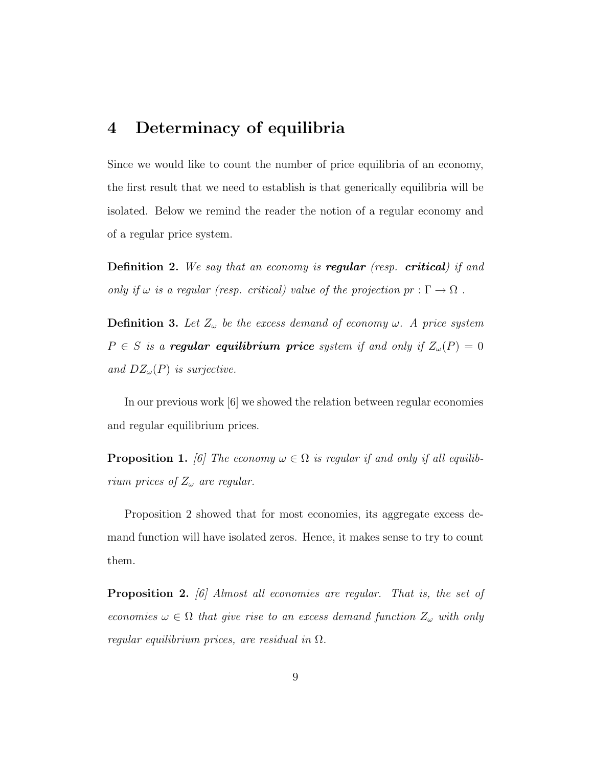## 4 Determinacy of equilibria

Since we would like to count the number of price equilibria of an economy, the first result that we need to establish is that generically equilibria will be isolated. Below we remind the reader the notion of a regular economy and of a regular price system.

**Definition 2.** *We say that an economy is* ***regular*** *(resp.* ***critical****) if and only if $\omega$ is a regular (resp. critical) value of the projection $pr : \Gamma \to \Omega$ .*

**Definition 3.** *Let $Z_\omega$ be the excess demand of economy $\omega$. A price system $P \in S$ is a* ***regular equilibrium price*** *system if and only if $Z_\omega(P) = 0$ and $DZ_\omega(P)$ is surjective.*

In our previous work [6] we showed the relation between regular economies and regular equilibrium prices.

**Proposition 1.** *[6] The economy $\omega \in \Omega$ is regular if and only if all equilibrium prices of $Z_\omega$ are regular.*

Proposition 2 showed that for most economies, its aggregate excess demand function will have isolated zeros. Hence, it makes sense to try to count them.

**Proposition 2.** *[6] Almost all economies are regular. That is, the set of economies $\omega \in \Omega$ that give rise to an excess demand function $Z_\omega$ with only regular equilibrium prices, are residual in $\Omega$.*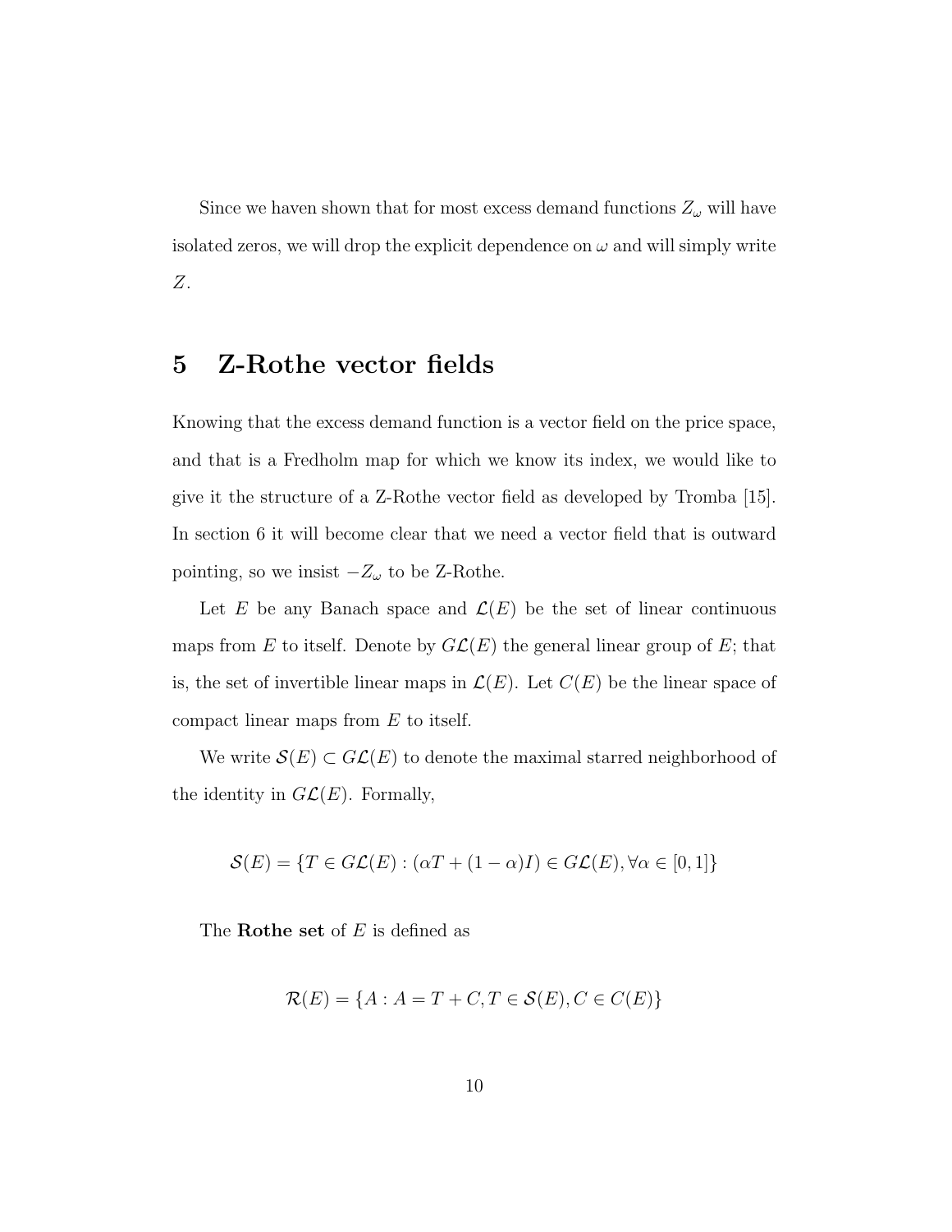Since we haven shown that for most excess demand functions $Z_\omega$ will have isolated zeros, we will drop the explicit dependence on $\omega$ and will simply write $Z$.

## 5 Z-Rothe vector fields

Knowing that the excess demand function is a vector field on the price space, and that is a Fredholm map for which we know its index, we would like to give it the structure of a Z-Rothe vector field as developed by Tromba [15]. In section 6 it will become clear that we need a vector field that is outward pointing, so we insist $-Z_\omega$ to be Z-Rothe.

Let $E$ be any Banach space and $\mathcal{L}(E)$ be the set of linear continuous maps from $E$ to itself. Denote by $G\mathcal{L}(E)$ the general linear group of $E$; that is, the set of invertible linear maps in $\mathcal{L}(E)$. Let $C(E)$ be the linear space of compact linear maps from $E$ to itself.

We write $\mathcal{S}(E) \subset G\mathcal{L}(E)$ to denote the maximal starred neighborhood of the identity in $G\mathcal{L}(E)$. Formally,

$$\mathcal{S}(E) = \{T \in G\mathcal{L}(E) : (\alpha T + (1-\alpha)I) \in G\mathcal{L}(E), \forall \alpha \in [0,1]\}$$

The **Rothe set** of $E$ is defined as

$$\mathcal{R}(E) = \{A : A = T + C, T \in \mathcal{S}(E), C \in C(E)\}$$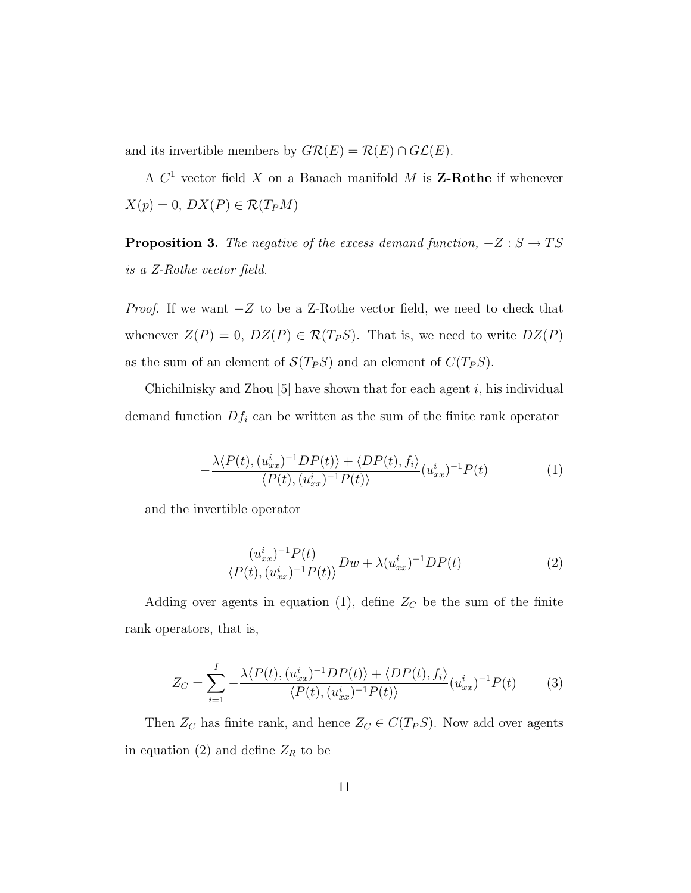and its invertible members by $G\mathcal{R}(E) = \mathcal{R}(E) \cap G\mathcal{L}(E)$.

A $C^1$ vector field $X$ on a Banach manifold $M$ is **Z-Rothe** if whenever $X(p) = 0$, $DX(P) \in \mathcal{R}(T_P M)$

**Proposition 3.** *The negative of the excess demand function, $-Z : S \to TS$ is a Z-Rothe vector field.*

*Proof.* If we want $-Z$ to be a Z-Rothe vector field, we need to check that whenever $Z(P) = 0$, $DZ(P) \in \mathcal{R}(T_P S)$. That is, we need to write $DZ(P)$ as the sum of an element of $\mathcal{S}(T_P S)$ and an element of $C(T_P S)$.

Chichilnisky and Zhou [5] have shown that for each agent $i$, his individual demand function $Df_i$ can be written as the sum of the finite rank operator

$$-\frac{\lambda\langle P(t), (u^i_{xx})^{-1} DP(t)\rangle + \langle DP(t), f_i\rangle}{\langle P(t), (u^i_{xx})^{-1} P(t)\rangle}(u^i_{xx})^{-1} P(t) \tag{1}$$

and the invertible operator

$$\frac{(u^i_{xx})^{-1} P(t)}{\langle P(t), (u^i_{xx})^{-1} P(t)\rangle} Dw + \lambda (u^i_{xx})^{-1} DP(t) \tag{2}$$

Adding over agents in equation (1), define $Z_C$ be the sum of the finite rank operators, that is,

$$Z_C = \sum_{i=1}^{I} -\frac{\lambda\langle P(t), (u^i_{xx})^{-1} DP(t)\rangle + \langle DP(t), f_i\rangle}{\langle P(t), (u^i_{xx})^{-1} P(t)\rangle}(u^i_{xx})^{-1} P(t) \tag{3}$$

Then $Z_C$ has finite rank, and hence $Z_C \in C(T_P S)$. Now add over agents in equation (2) and define $Z_R$ to be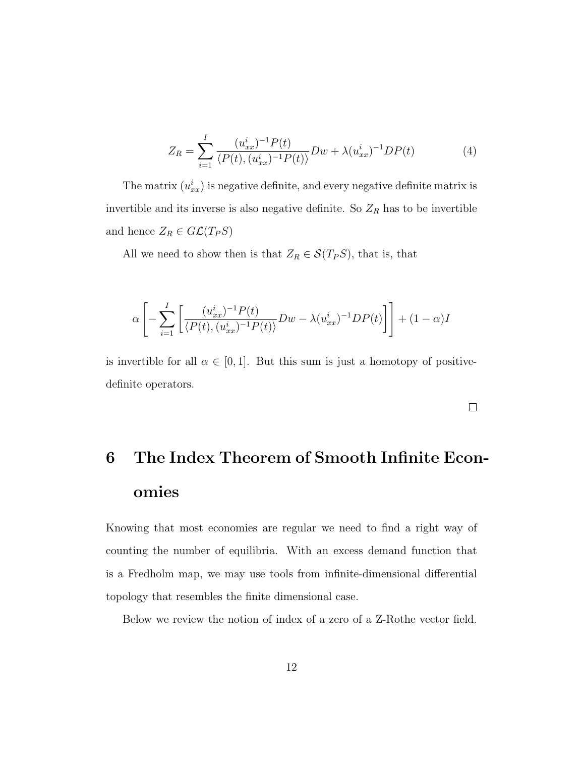$$Z_R = \sum_{i=1}^{I} \frac{(u^i_{xx})^{-1} P(t)}{\langle P(t), (u^i_{xx})^{-1} P(t) \rangle} Dw + \lambda (u^i_{xx})^{-1} DP(t) \tag{4}$$

The matrix $(u^i_{xx})$ is negative definite, and every negative definite matrix is invertible and its inverse is also negative definite. So $Z_R$ has to be invertible and hence $Z_R \in G\mathcal{L}(T_P S)$

All we need to show then is that $Z_R \in \mathcal{S}(T_P S)$, that is, that

$$\alpha \left[ - \sum_{i=1}^{I} \left[ \frac{(u^i_{xx})^{-1} P(t)}{\langle P(t), (u^i_{xx})^{-1} P(t) \rangle} Dw - \lambda (u^i_{xx})^{-1} DP(t) \right] \right] + (1 - \alpha) I$$

is invertible for all $\alpha \in [0, 1]$. But this sum is just a homotopy of positive-definite operators.

□

# 6 The Index Theorem of Smooth Infinite Economies

Knowing that most economies are regular we need to find a right way of counting the number of equilibria. With an excess demand function that is a Fredholm map, we may use tools from infinite-dimensional differential topology that resembles the finite dimensional case.

Below we review the notion of index of a zero of a Z-Rothe vector field.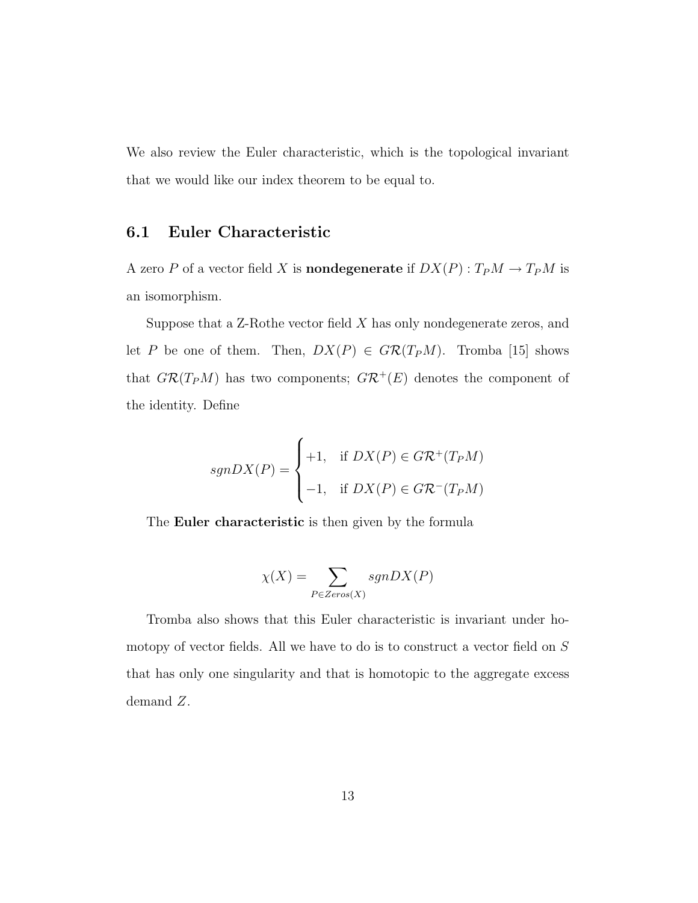We also review the Euler characteristic, which is the topological invariant that we would like our index theorem to be equal to.

## 6.1 Euler Characteristic

A zero $P$ of a vector field $X$ is **nondegenerate** if $DX(P) : T_P M \to T_P M$ is an isomorphism.

Suppose that a Z-Rothe vector field $X$ has only nondegenerate zeros, and let $P$ be one of them. Then, $DX(P) \in G\mathcal{R}(T_P M)$. Tromba [15] shows that $G\mathcal{R}(T_P M)$ has two components; $G\mathcal{R}^+(E)$ denotes the component of the identity. Define

$$sgnDX(P) = \begin{cases} +1, & \text{if } DX(P) \in G\mathcal{R}^+(T_P M) \\ -1, & \text{if } DX(P) \in G\mathcal{R}^-(T_P M) \end{cases}$$

The **Euler characteristic** is then given by the formula

$$\chi(X) = \sum_{P \in Zeros(X)} sgnDX(P)$$

Tromba also shows that this Euler characteristic is invariant under homotopy of vector fields. All we have to do is to construct a vector field on $S$ that has only one singularity and that is homotopic to the aggregate excess demand $Z$.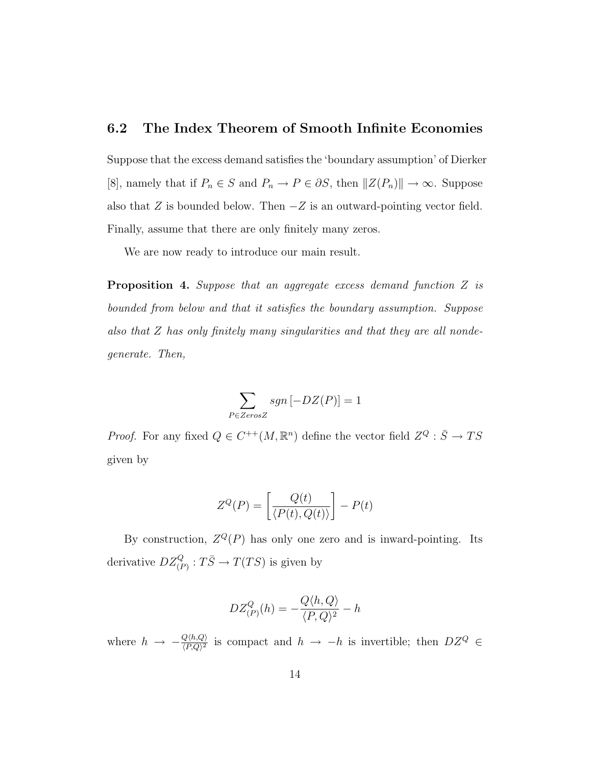### 6.2 The Index Theorem of Smooth Infinite Economies

Suppose that the excess demand satisfies the 'boundary assumption' of Dierker [8], namely that if $P_n \in S$ and $P_n \to P \in \partial S$, then $\|Z(P_n)\| \to \infty$. Suppose also that $Z$ is bounded below. Then $-Z$ is an outward-pointing vector field. Finally, assume that there are only finitely many zeros.

We are now ready to introduce our main result.

**Proposition 4.** *Suppose that an aggregate excess demand function $Z$ is bounded from below and that it satisfies the boundary assumption. Suppose also that $Z$ has only finitely many singularities and that they are all nondegenerate. Then,*

$$\sum_{P \in Zeros Z} sgn\left[-DZ(P)\right] = 1$$

*Proof.* For any fixed $Q \in C^{++}(M, \mathbb{R}^n)$ define the vector field $Z^Q : \bar{S} \to TS$ given by

$$Z^Q(P) = \left[\frac{Q(t)}{\langle P(t), Q(t)\rangle}\right] - P(t)$$

By construction, $Z^Q(P)$ has only one zero and is inward-pointing. Its derivative $DZ^Q_{(P)} : T\bar{S} \to T(TS)$ is given by

$$DZ^Q_{(P)}(h) = -\frac{Q\langle h, Q\rangle}{\langle P, Q\rangle^2} - h$$

where $h \to -\frac{Q\langle h,Q\rangle}{\langle P,Q\rangle^2}$ is compact and $h \to -h$ is invertible; then $DZ^Q \in$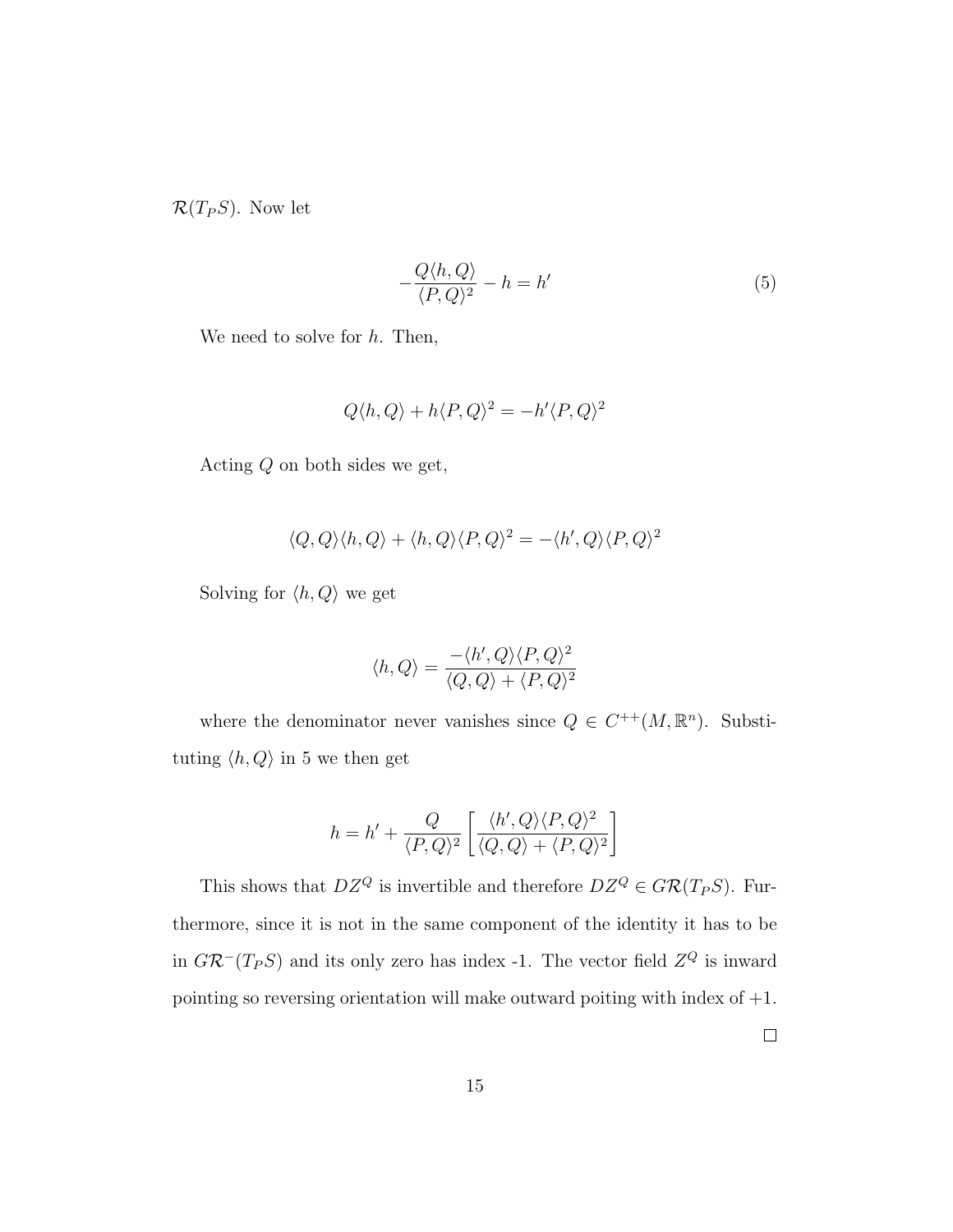$\mathcal{R}(T_P S)$. Now let

$$-\frac{Q\langle h, Q\rangle}{\langle P, Q\rangle^2} - h = h' \tag{5}$$

We need to solve for $h$. Then,

$$Q\langle h, Q\rangle + h\langle P, Q\rangle^2 = -h'\langle P, Q\rangle^2$$

Acting $Q$ on both sides we get,

$$\langle Q, Q\rangle\langle h, Q\rangle + \langle h, Q\rangle\langle P, Q\rangle^2 = -\langle h', Q\rangle\langle P, Q\rangle^2$$

Solving for $\langle h, Q\rangle$ we get

$$\langle h, Q\rangle = \frac{-\langle h', Q\rangle\langle P, Q\rangle^2}{\langle Q, Q\rangle + \langle P, Q\rangle^2}$$

where the denominator never vanishes since $Q \in C^{++}(M, \mathbb{R}^n)$. Substituting $\langle h, Q\rangle$ in 5 we then get

$$h = h' + \frac{Q}{\langle P, Q\rangle^2}\left[\frac{\langle h', Q\rangle\langle P, Q\rangle^2}{\langle Q, Q\rangle + \langle P, Q\rangle^2}\right]$$

This shows that $DZ^Q$ is invertible and therefore $DZ^Q \in G\mathcal{R}(T_P S)$. Furthermore, since it is not in the same component of the identity it has to be in $G\mathcal{R}^-(T_P S)$ and its only zero has index -1. The vector field $Z^Q$ is inward pointing so reversing orientation will make outward poiting with index of +1.

$\square$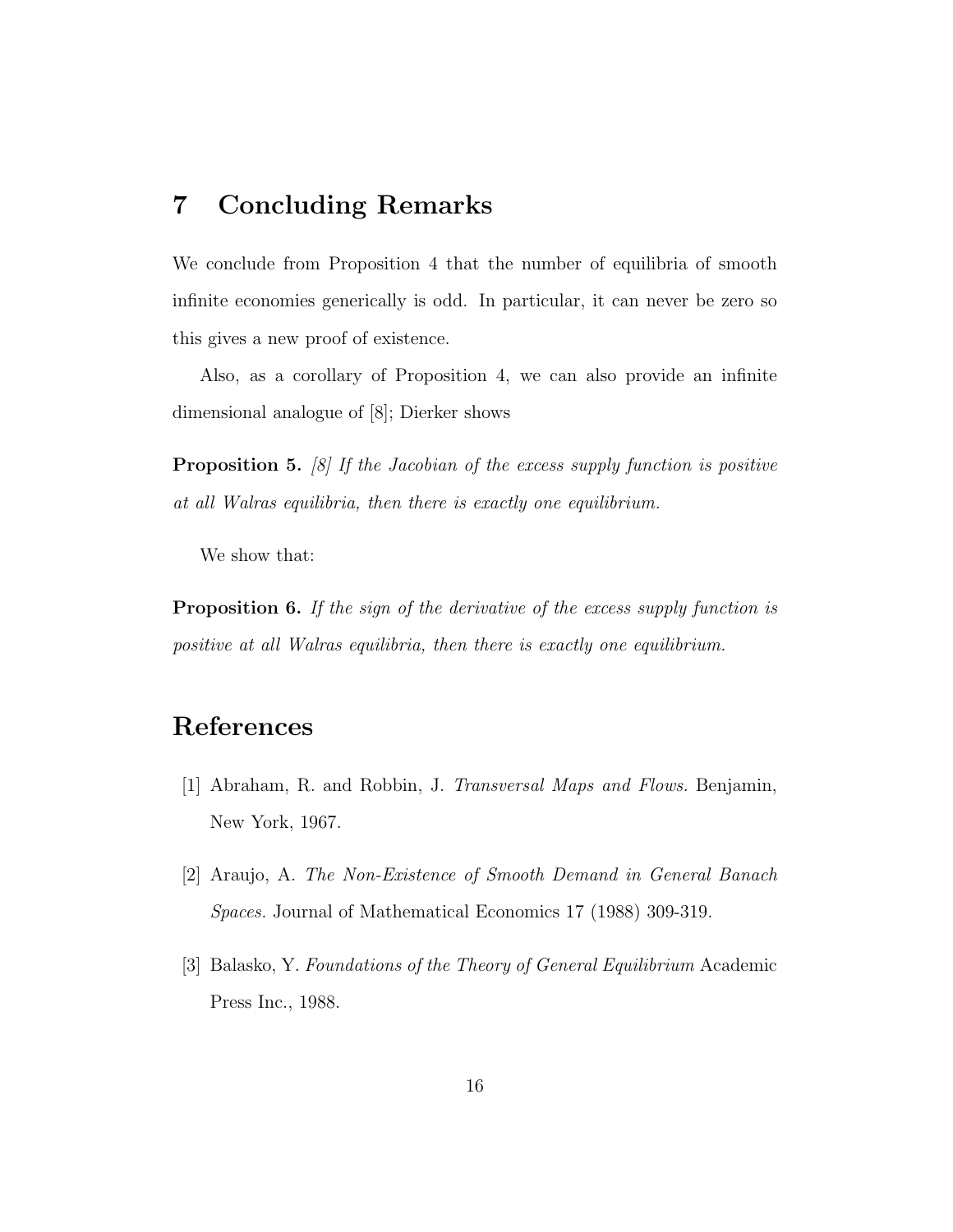## 7 Concluding Remarks

We conclude from Proposition 4 that the number of equilibria of smooth infinite economies generically is odd. In particular, it can never be zero so this gives a new proof of existence.

Also, as a corollary of Proposition 4, we can also provide an infinite dimensional analogue of [8]; Dierker shows

**Proposition 5.** *[8] If the Jacobian of the excess supply function is positive at all Walras equilibria, then there is exactly one equilibrium.*

We show that:

**Proposition 6.** *If the sign of the derivative of the excess supply function is positive at all Walras equilibria, then there is exactly one equilibrium.*

## References

[1] Abraham, R. and Robbin, J. *Transversal Maps and Flows.* Benjamin, New York, 1967.

[2] Araujo, A. *The Non-Existence of Smooth Demand in General Banach Spaces.* Journal of Mathematical Economics 17 (1988) 309-319.

[3] Balasko, Y. *Foundations of the Theory of General Equilibrium* Academic Press Inc., 1988.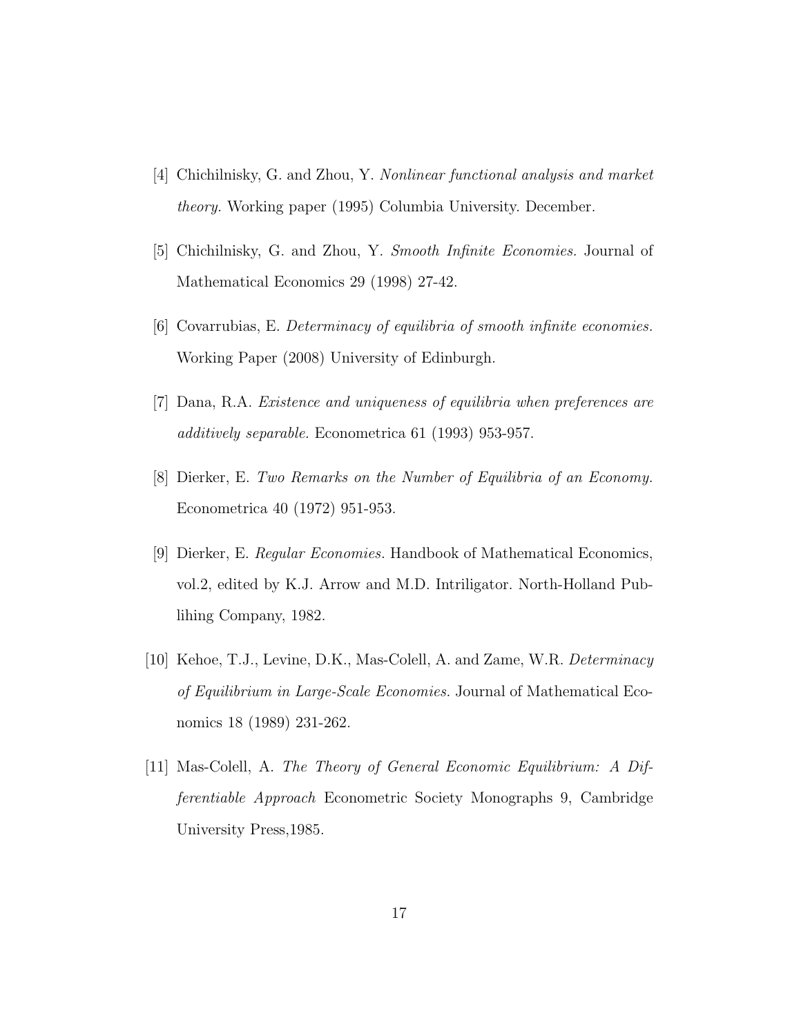[4] Chichilnisky, G. and Zhou, Y. *Nonlinear functional analysis and market theory.* Working paper (1995) Columbia University. December.

[5] Chichilnisky, G. and Zhou, Y. *Smooth Infinite Economies.* Journal of Mathematical Economics 29 (1998) 27-42.

[6] Covarrubias, E. *Determinacy of equilibria of smooth infinite economies.* Working Paper (2008) University of Edinburgh.

[7] Dana, R.A. *Existence and uniqueness of equilibria when preferences are additively separable.* Econometrica 61 (1993) 953-957.

[8] Dierker, E. *Two Remarks on the Number of Equilibria of an Economy.* Econometrica 40 (1972) 951-953.

[9] Dierker, E. *Regular Economies.* Handbook of Mathematical Economics, vol.2, edited by K.J. Arrow and M.D. Intriligator. North-Holland Publihing Company, 1982.

[10] Kehoe, T.J., Levine, D.K., Mas-Colell, A. and Zame, W.R. *Determinacy of Equilibrium in Large-Scale Economies.* Journal of Mathematical Economics 18 (1989) 231-262.

[11] Mas-Colell, A. *The Theory of General Economic Equilibrium: A Differentiable Approach* Econometric Society Monographs 9, Cambridge University Press,1985.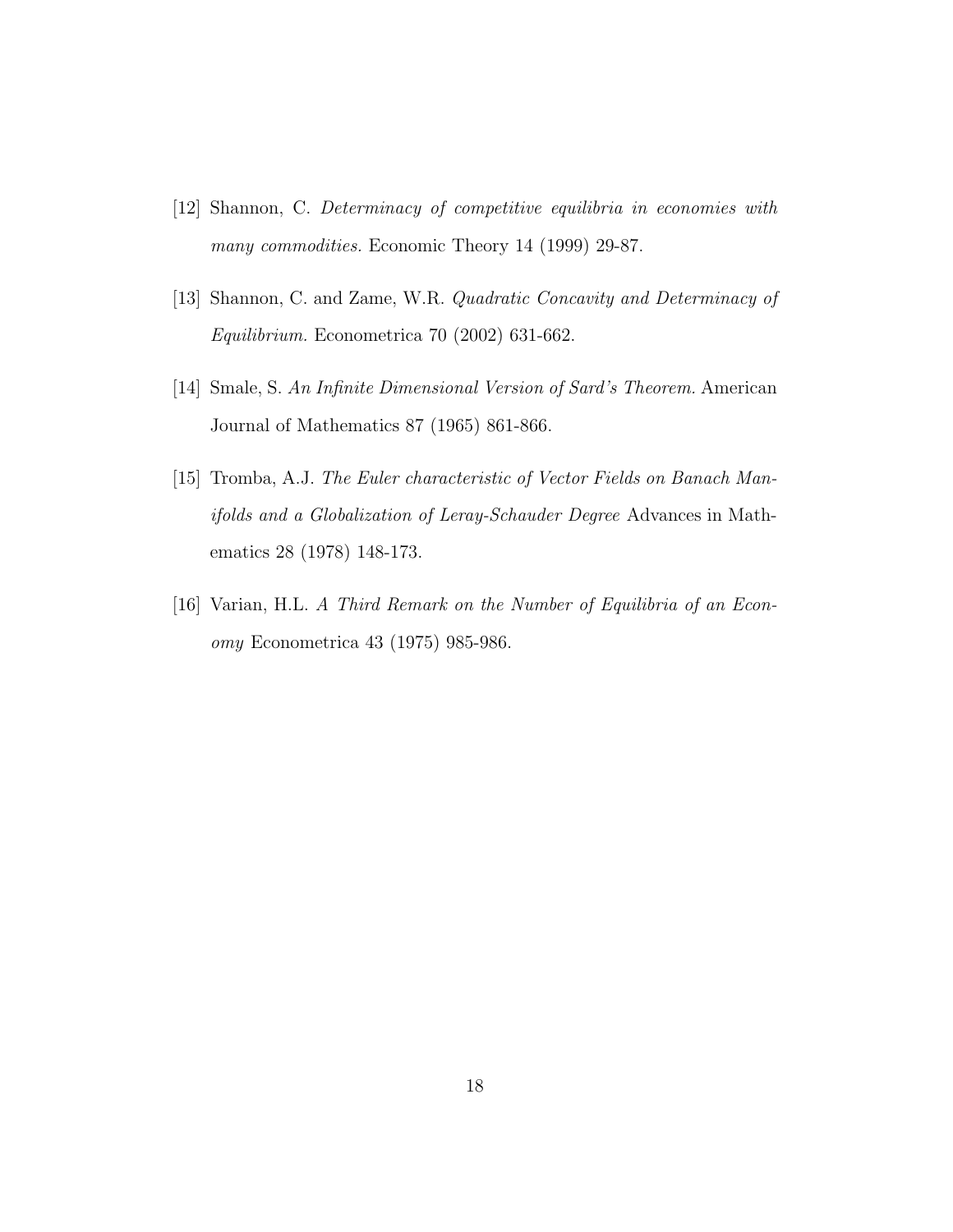[12] Shannon, C. *Determinacy of competitive equilibria in economies with many commodities.* Economic Theory 14 (1999) 29-87.

[13] Shannon, C. and Zame, W.R. *Quadratic Concavity and Determinacy of Equilibrium.* Econometrica 70 (2002) 631-662.

[14] Smale, S. *An Infinite Dimensional Version of Sard's Theorem.* American Journal of Mathematics 87 (1965) 861-866.

[15] Tromba, A.J. *The Euler characteristic of Vector Fields on Banach Manifolds and a Globalization of Leray-Schauder Degree* Advances in Mathematics 28 (1978) 148-173.

[16] Varian, H.L. *A Third Remark on the Number of Equilibria of an Economy* Econometrica 43 (1975) 985-986.